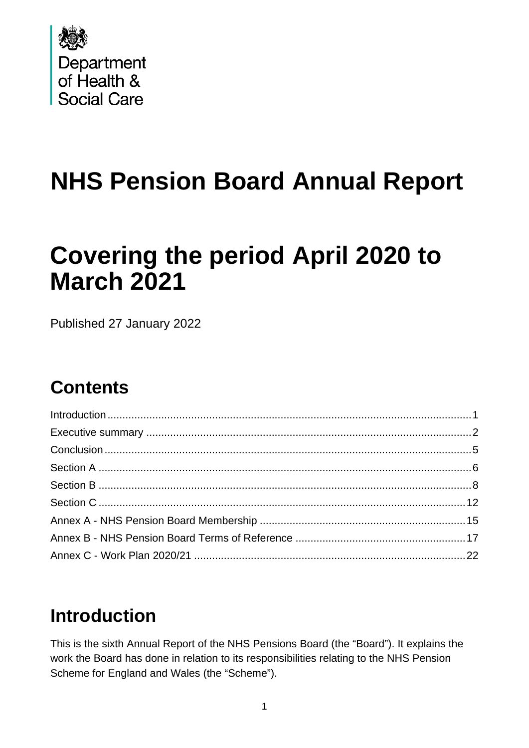Department of Health & Social Care

# NHS Pension Board Annual Report

# Covering the period April 2020 to March 2021

Published 27 January 2022

## Contents

Introduction ..... 1
Executive summary ..... 2
Conclusion ..... 5
Section A ..... 6
Section B ..... 8
Section C ..... 12
Annex A - NHS Pension Board Membership ..... 15
Annex B - NHS Pension Board Terms of Reference ..... 17
Annex C - Work Plan 2020/21 ..... 22

## Introduction

This is the sixth Annual Report of the NHS Pensions Board (the "Board"). It explains the work the Board has done in relation to its responsibilities relating to the NHS Pension Scheme for England and Wales (the "Scheme").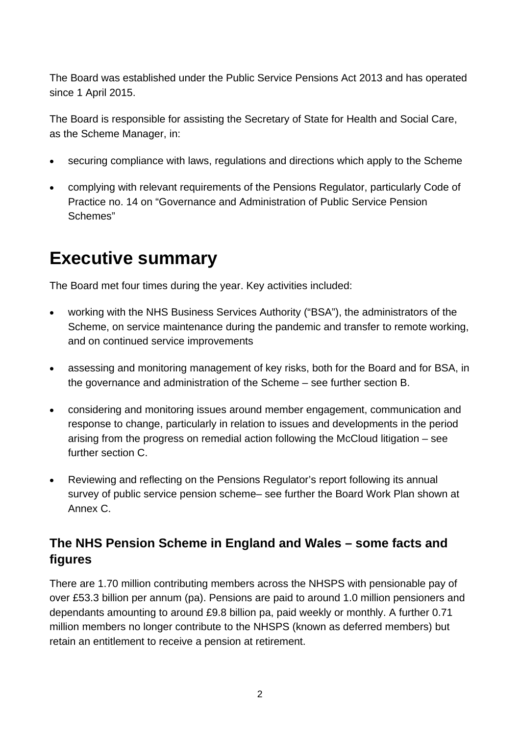The Board was established under the Public Service Pensions Act 2013 and has operated since 1 April 2015.

The Board is responsible for assisting the Secretary of State for Health and Social Care, as the Scheme Manager, in:

- securing compliance with laws, regulations and directions which apply to the Scheme
- complying with relevant requirements of the Pensions Regulator, particularly Code of Practice no. 14 on "Governance and Administration of Public Service Pension Schemes"

# Executive summary

The Board met four times during the year. Key activities included:

- working with the NHS Business Services Authority ("BSA"), the administrators of the Scheme, on service maintenance during the pandemic and transfer to remote working, and on continued service improvements
- assessing and monitoring management of key risks, both for the Board and for BSA, in the governance and administration of the Scheme – see further section B.
- considering and monitoring issues around member engagement, communication and response to change, particularly in relation to issues and developments in the period arising from the progress on remedial action following the McCloud litigation – see further section C.
- Reviewing and reflecting on the Pensions Regulator's report following its annual survey of public service pension scheme– see further the Board Work Plan shown at Annex C.

## The NHS Pension Scheme in England and Wales – some facts and figures

There are 1.70 million contributing members across the NHSPS with pensionable pay of over £53.3 billion per annum (pa). Pensions are paid to around 1.0 million pensioners and dependants amounting to around £9.8 billion pa, paid weekly or monthly. A further 0.71 million members no longer contribute to the NHSPS (known as deferred members) but retain an entitlement to receive a pension at retirement.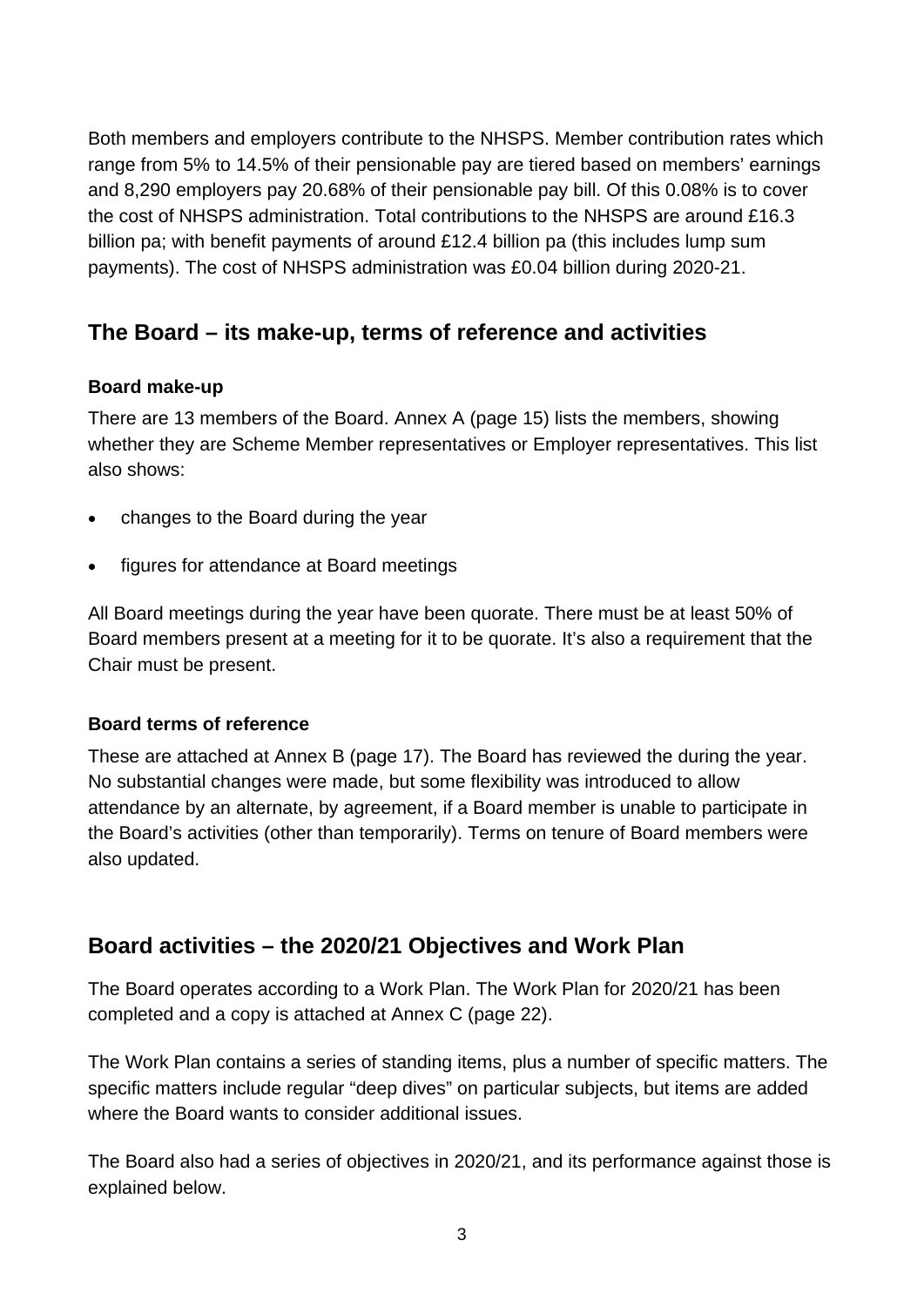Both members and employers contribute to the NHSPS. Member contribution rates which range from 5% to 14.5% of their pensionable pay are tiered based on members' earnings and 8,290 employers pay 20.68% of their pensionable pay bill. Of this 0.08% is to cover the cost of NHSPS administration. Total contributions to the NHSPS are around £16.3 billion pa; with benefit payments of around £12.4 billion pa (this includes lump sum payments). The cost of NHSPS administration was £0.04 billion during 2020-21.

## The Board – its make-up, terms of reference and activities

### Board make-up

There are 13 members of the Board. Annex A (page 15) lists the members, showing whether they are Scheme Member representatives or Employer representatives. This list also shows:

- changes to the Board during the year
- figures for attendance at Board meetings

All Board meetings during the year have been quorate. There must be at least 50% of Board members present at a meeting for it to be quorate. It's also a requirement that the Chair must be present.

### Board terms of reference

These are attached at Annex B (page 17). The Board has reviewed the during the year. No substantial changes were made, but some flexibility was introduced to allow attendance by an alternate, by agreement, if a Board member is unable to participate in the Board's activities (other than temporarily). Terms on tenure of Board members were also updated.

## Board activities – the 2020/21 Objectives and Work Plan

The Board operates according to a Work Plan. The Work Plan for 2020/21 has been completed and a copy is attached at Annex C (page 22).

The Work Plan contains a series of standing items, plus a number of specific matters. The specific matters include regular "deep dives" on particular subjects, but items are added where the Board wants to consider additional issues.

The Board also had a series of objectives in 2020/21, and its performance against those is explained below.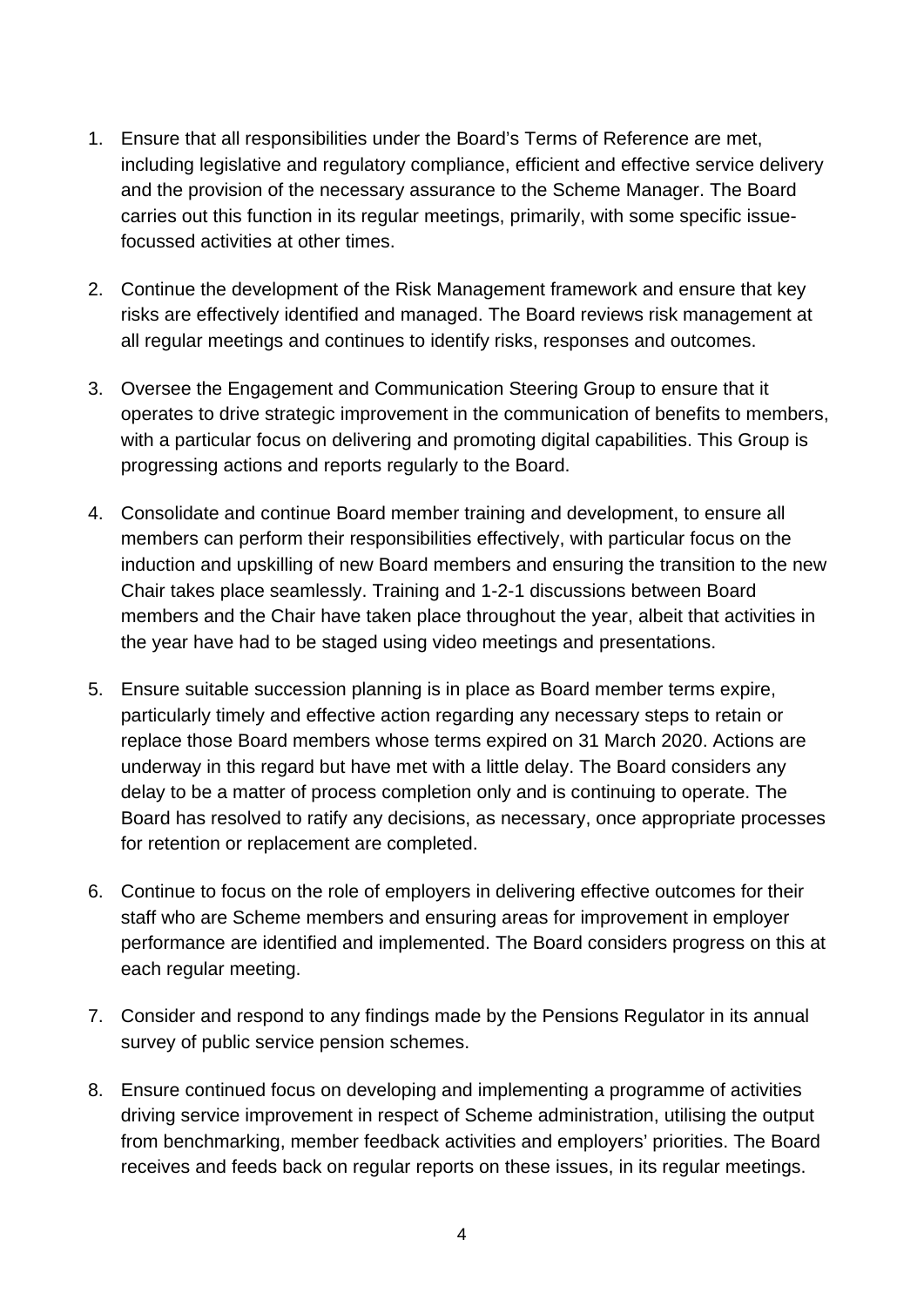1. Ensure that all responsibilities under the Board's Terms of Reference are met, including legislative and regulatory compliance, efficient and effective service delivery and the provision of the necessary assurance to the Scheme Manager. The Board carries out this function in its regular meetings, primarily, with some specific issue-focussed activities at other times.

2. Continue the development of the Risk Management framework and ensure that key risks are effectively identified and managed. The Board reviews risk management at all regular meetings and continues to identify risks, responses and outcomes.

3. Oversee the Engagement and Communication Steering Group to ensure that it operates to drive strategic improvement in the communication of benefits to members, with a particular focus on delivering and promoting digital capabilities. This Group is progressing actions and reports regularly to the Board.

4. Consolidate and continue Board member training and development, to ensure all members can perform their responsibilities effectively, with particular focus on the induction and upskilling of new Board members and ensuring the transition to the new Chair takes place seamlessly. Training and 1-2-1 discussions between Board members and the Chair have taken place throughout the year, albeit that activities in the year have had to be staged using video meetings and presentations.

5. Ensure suitable succession planning is in place as Board member terms expire, particularly timely and effective action regarding any necessary steps to retain or replace those Board members whose terms expired on 31 March 2020. Actions are underway in this regard but have met with a little delay. The Board considers any delay to be a matter of process completion only and is continuing to operate. The Board has resolved to ratify any decisions, as necessary, once appropriate processes for retention or replacement are completed.

6. Continue to focus on the role of employers in delivering effective outcomes for their staff who are Scheme members and ensuring areas for improvement in employer performance are identified and implemented. The Board considers progress on this at each regular meeting.

7. Consider and respond to any findings made by the Pensions Regulator in its annual survey of public service pension schemes.

8. Ensure continued focus on developing and implementing a programme of activities driving service improvement in respect of Scheme administration, utilising the output from benchmarking, member feedback activities and employers' priorities. The Board receives and feeds back on regular reports on these issues, in its regular meetings.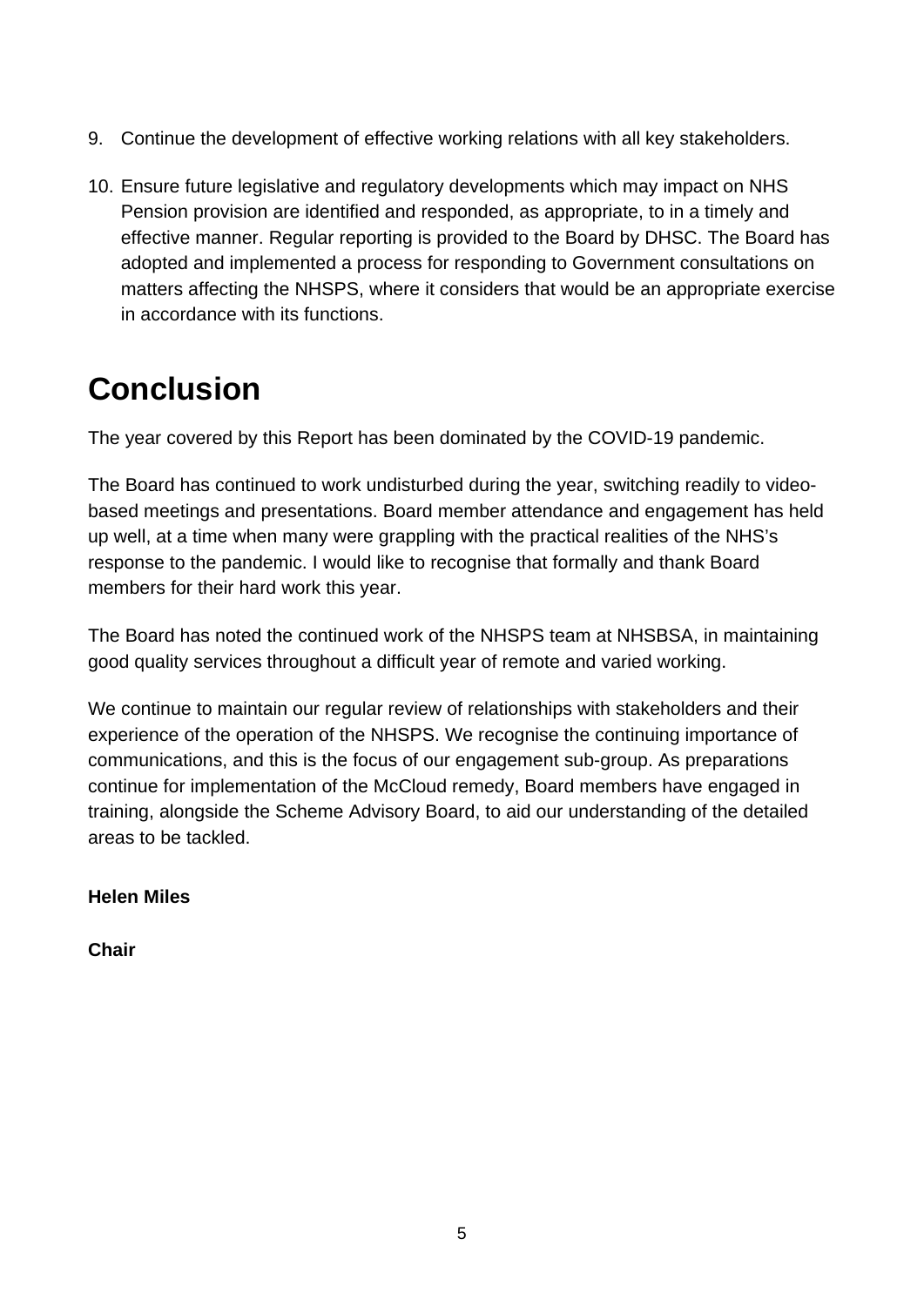9. Continue the development of effective working relations with all key stakeholders.

10. Ensure future legislative and regulatory developments which may impact on NHS Pension provision are identified and responded, as appropriate, to in a timely and effective manner. Regular reporting is provided to the Board by DHSC. The Board has adopted and implemented a process for responding to Government consultations on matters affecting the NHSPS, where it considers that would be an appropriate exercise in accordance with its functions.

# Conclusion

The year covered by this Report has been dominated by the COVID-19 pandemic.

The Board has continued to work undisturbed during the year, switching readily to video-based meetings and presentations. Board member attendance and engagement has held up well, at a time when many were grappling with the practical realities of the NHS's response to the pandemic. I would like to recognise that formally and thank Board members for their hard work this year.

The Board has noted the continued work of the NHSPS team at NHSBSA, in maintaining good quality services throughout a difficult year of remote and varied working.

We continue to maintain our regular review of relationships with stakeholders and their experience of the operation of the NHSPS. We recognise the continuing importance of communications, and this is the focus of our engagement sub-group. As preparations continue for implementation of the McCloud remedy, Board members have engaged in training, alongside the Scheme Advisory Board, to aid our understanding of the detailed areas to be tackled.

**Helen Miles**

**Chair**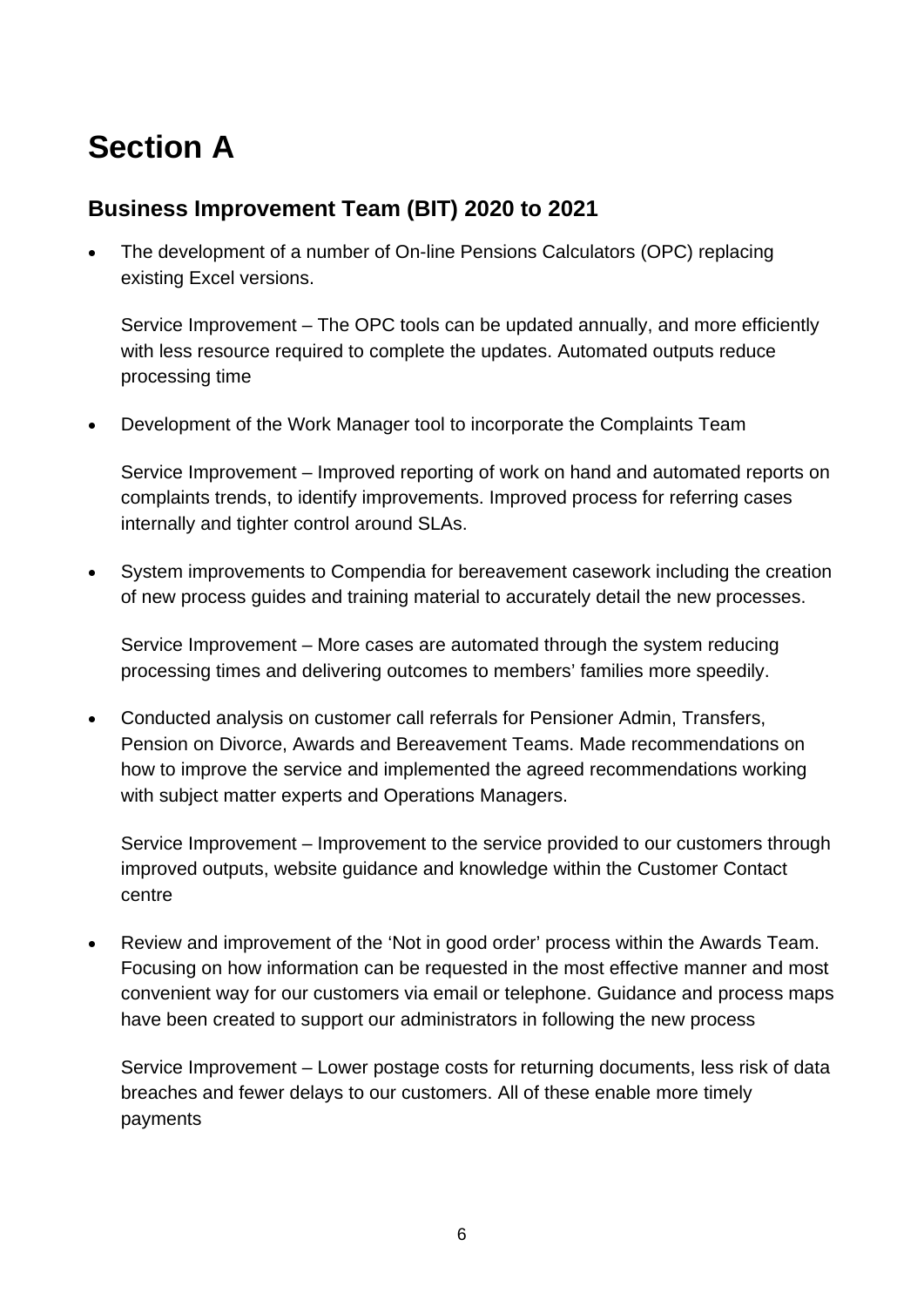# Section A

## Business Improvement Team (BIT) 2020 to 2021

- The development of a number of On-line Pensions Calculators (OPC) replacing existing Excel versions.

  Service Improvement – The OPC tools can be updated annually, and more efficiently with less resource required to complete the updates. Automated outputs reduce processing time

- Development of the Work Manager tool to incorporate the Complaints Team

  Service Improvement – Improved reporting of work on hand and automated reports on complaints trends, to identify improvements. Improved process for referring cases internally and tighter control around SLAs.

- System improvements to Compendia for bereavement casework including the creation of new process guides and training material to accurately detail the new processes.

  Service Improvement – More cases are automated through the system reducing processing times and delivering outcomes to members' families more speedily.

- Conducted analysis on customer call referrals for Pensioner Admin, Transfers, Pension on Divorce, Awards and Bereavement Teams. Made recommendations on how to improve the service and implemented the agreed recommendations working with subject matter experts and Operations Managers.

  Service Improvement – Improvement to the service provided to our customers through improved outputs, website guidance and knowledge within the Customer Contact centre

- Review and improvement of the 'Not in good order' process within the Awards Team. Focusing on how information can be requested in the most effective manner and most convenient way for our customers via email or telephone. Guidance and process maps have been created to support our administrators in following the new process

  Service Improvement – Lower postage costs for returning documents, less risk of data breaches and fewer delays to our customers. All of these enable more timely payments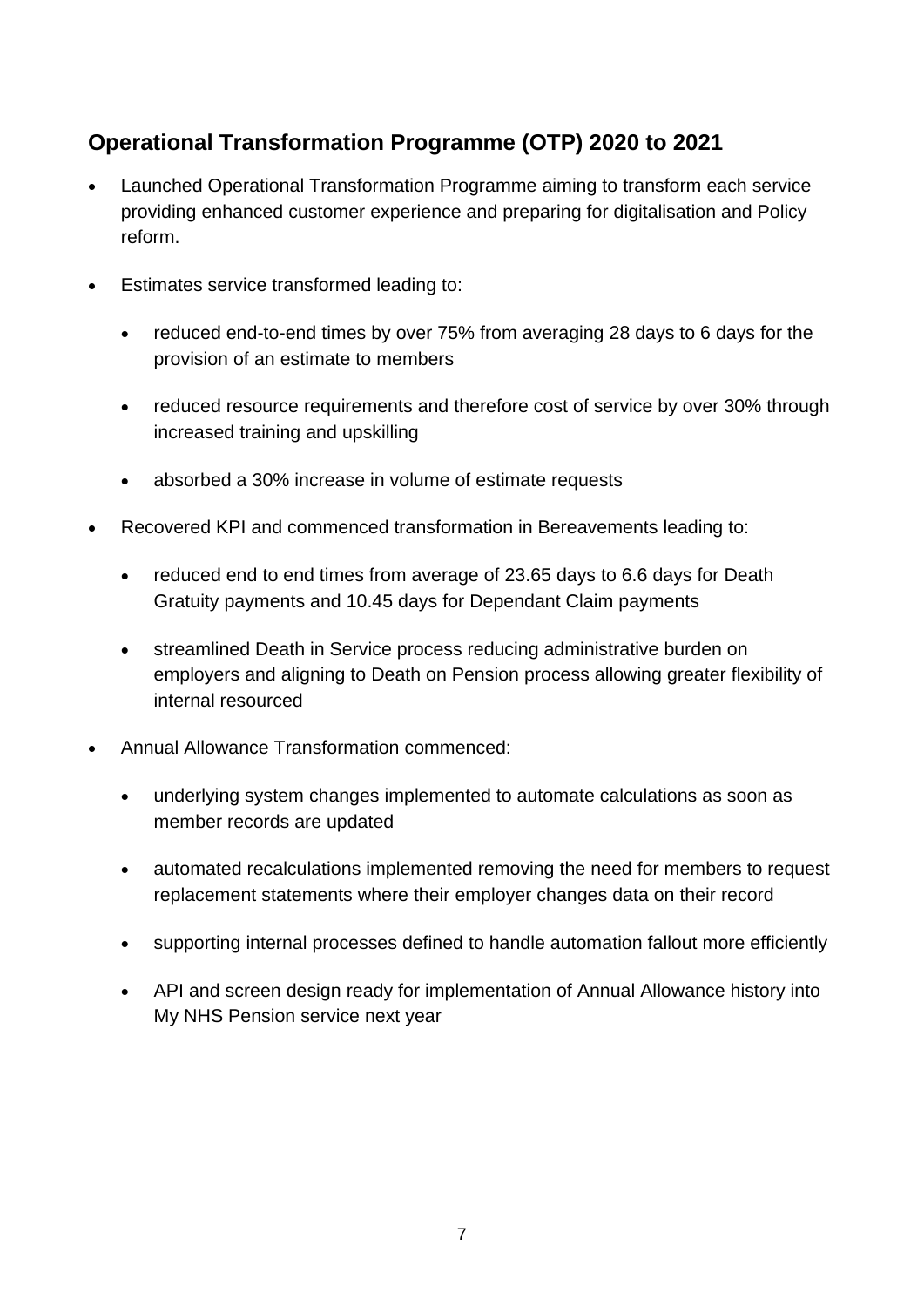## Operational Transformation Programme (OTP) 2020 to 2021

- Launched Operational Transformation Programme aiming to transform each service providing enhanced customer experience and preparing for digitalisation and Policy reform.
- Estimates service transformed leading to:
  - reduced end-to-end times by over 75% from averaging 28 days to 6 days for the provision of an estimate to members
  - reduced resource requirements and therefore cost of service by over 30% through increased training and upskilling
  - absorbed a 30% increase in volume of estimate requests
- Recovered KPI and commenced transformation in Bereavements leading to:
  - reduced end to end times from average of 23.65 days to 6.6 days for Death Gratuity payments and 10.45 days for Dependant Claim payments
  - streamlined Death in Service process reducing administrative burden on employers and aligning to Death on Pension process allowing greater flexibility of internal resourced
- Annual Allowance Transformation commenced:
  - underlying system changes implemented to automate calculations as soon as member records are updated
  - automated recalculations implemented removing the need for members to request replacement statements where their employer changes data on their record
  - supporting internal processes defined to handle automation fallout more efficiently
  - API and screen design ready for implementation of Annual Allowance history into My NHS Pension service next year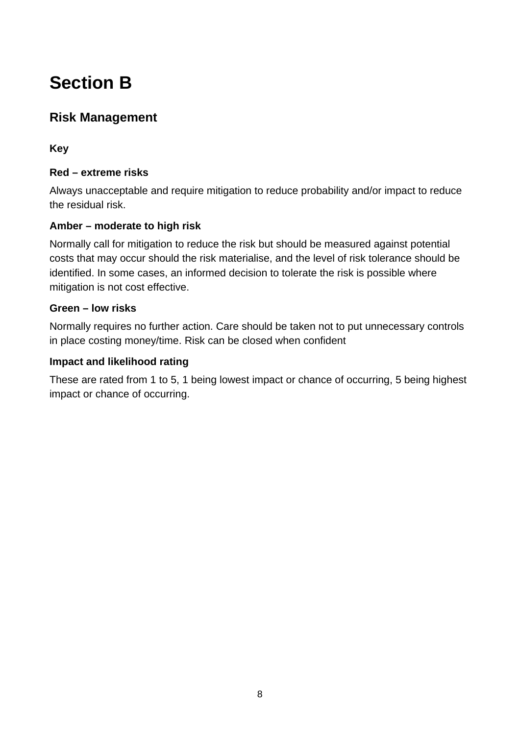# Section B

## Risk Management

**Key**

**Red – extreme risks**

Always unacceptable and require mitigation to reduce probability and/or impact to reduce the residual risk.

**Amber – moderate to high risk**

Normally call for mitigation to reduce the risk but should be measured against potential costs that may occur should the risk materialise, and the level of risk tolerance should be identified. In some cases, an informed decision to tolerate the risk is possible where mitigation is not cost effective.

**Green – low risks**

Normally requires no further action. Care should be taken not to put unnecessary controls in place costing money/time. Risk can be closed when confident

**Impact and likelihood rating**

These are rated from 1 to 5, 1 being lowest impact or chance of occurring, 5 being highest impact or chance of occurring.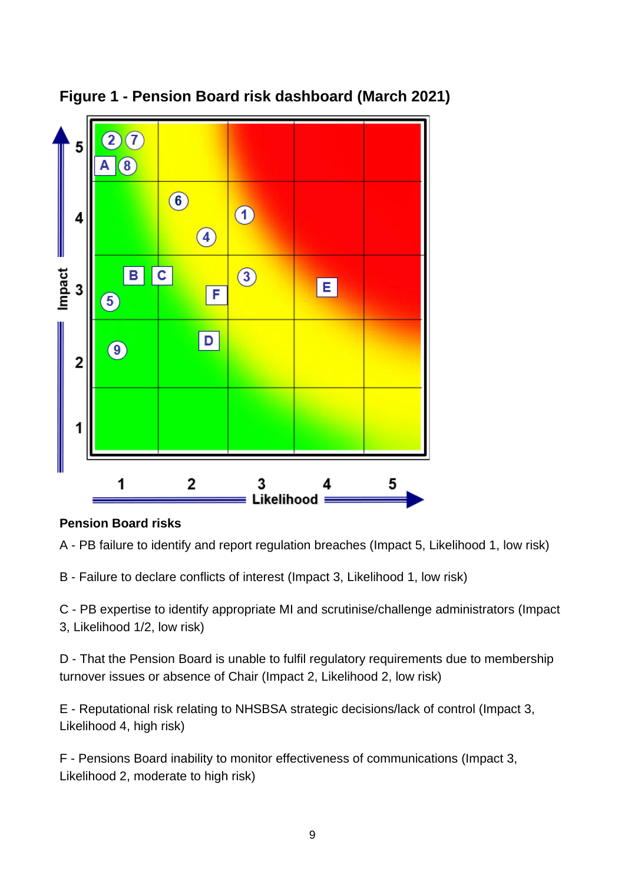## Figure 1 - Pension Board risk dashboard (March 2021)

**Pension Board risks**

A - PB failure to identify and report regulation breaches (Impact 5, Likelihood 1, low risk)

B - Failure to declare conflicts of interest (Impact 3, Likelihood 1, low risk)

C - PB expertise to identify appropriate MI and scrutinise/challenge administrators (Impact 3, Likelihood 1/2, low risk)

D - That the Pension Board is unable to fulfil regulatory requirements due to membership turnover issues or absence of Chair (Impact 2, Likelihood 2, low risk)

E - Reputational risk relating to NHSBSA strategic decisions/lack of control (Impact 3, Likelihood 4, high risk)

F - Pensions Board inability to monitor effectiveness of communications (Impact 3, Likelihood 2, moderate to high risk)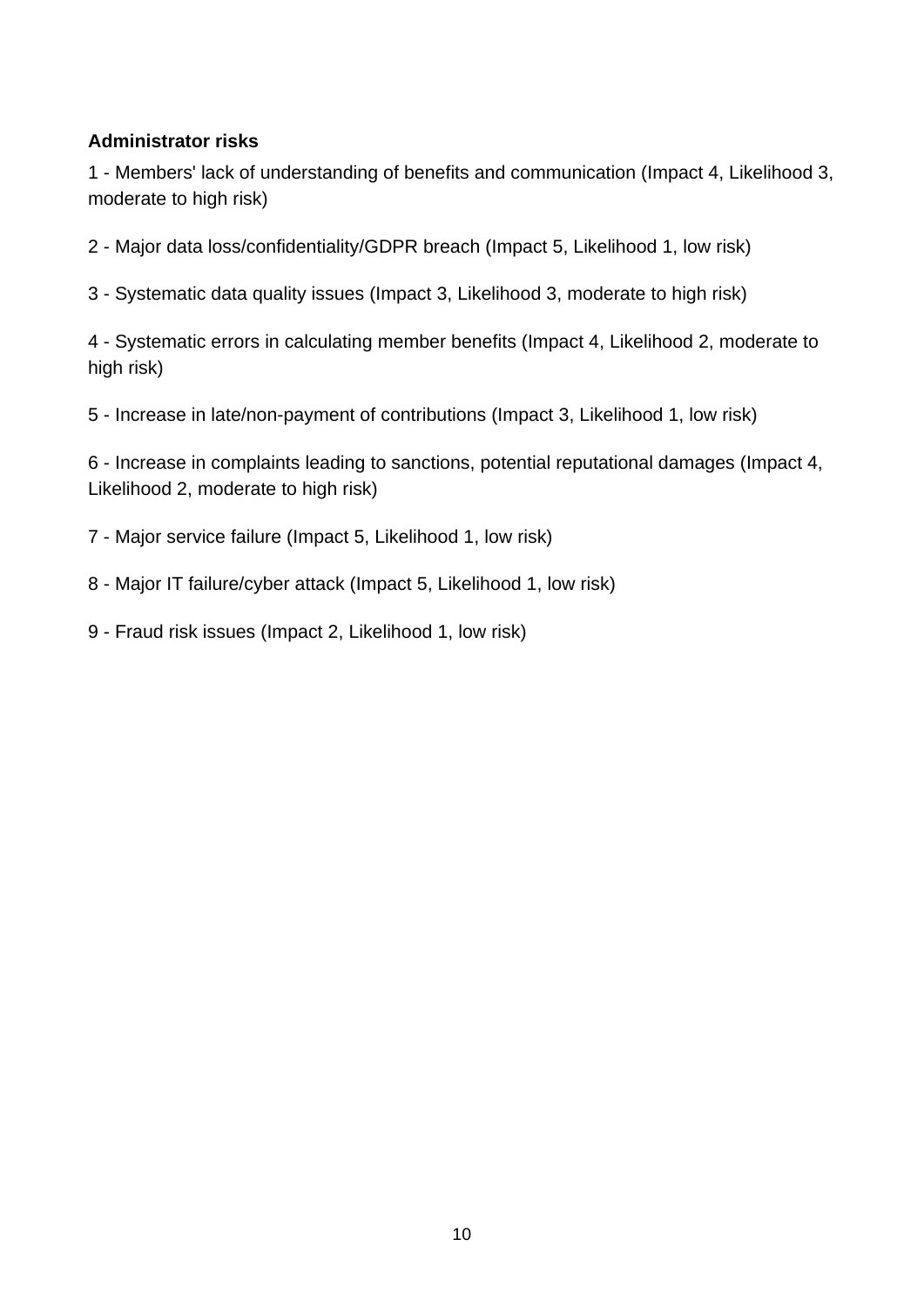**Administrator risks**

1 - Members' lack of understanding of benefits and communication (Impact 4, Likelihood 3, moderate to high risk)

2 - Major data loss/confidentiality/GDPR breach (Impact 5, Likelihood 1, low risk)

3 - Systematic data quality issues (Impact 3, Likelihood 3, moderate to high risk)

4 - Systematic errors in calculating member benefits (Impact 4, Likelihood 2, moderate to high risk)

5 - Increase in late/non-payment of contributions (Impact 3, Likelihood 1, low risk)

6 - Increase in complaints leading to sanctions, potential reputational damages (Impact 4, Likelihood 2, moderate to high risk)

7 - Major service failure (Impact 5, Likelihood 1, low risk)

8 - Major IT failure/cyber attack (Impact 5, Likelihood 1, low risk)

9 - Fraud risk issues (Impact 2, Likelihood 1, low risk)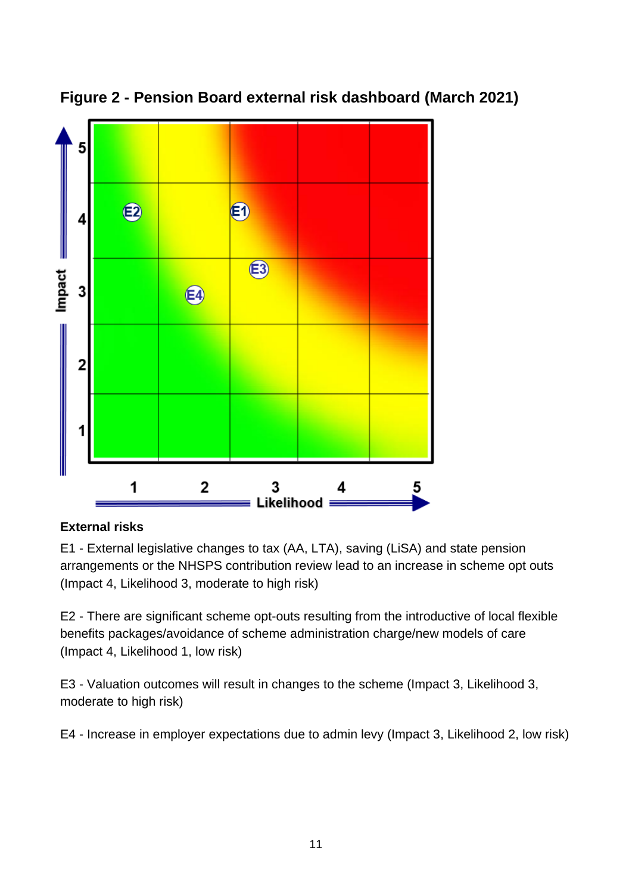**Figure 2 - Pension Board external risk dashboard (March 2021)**

**External risks**

E1 - External legislative changes to tax (AA, LTA), saving (LiSA) and state pension arrangements or the NHSPS contribution review lead to an increase in scheme opt outs (Impact 4, Likelihood 3, moderate to high risk)

E2 - There are significant scheme opt-outs resulting from the introductive of local flexible benefits packages/avoidance of scheme administration charge/new models of care (Impact 4, Likelihood 1, low risk)

E3 - Valuation outcomes will result in changes to the scheme (Impact 3, Likelihood 3, moderate to high risk)

E4 - Increase in employer expectations due to admin levy (Impact 3, Likelihood 2, low risk)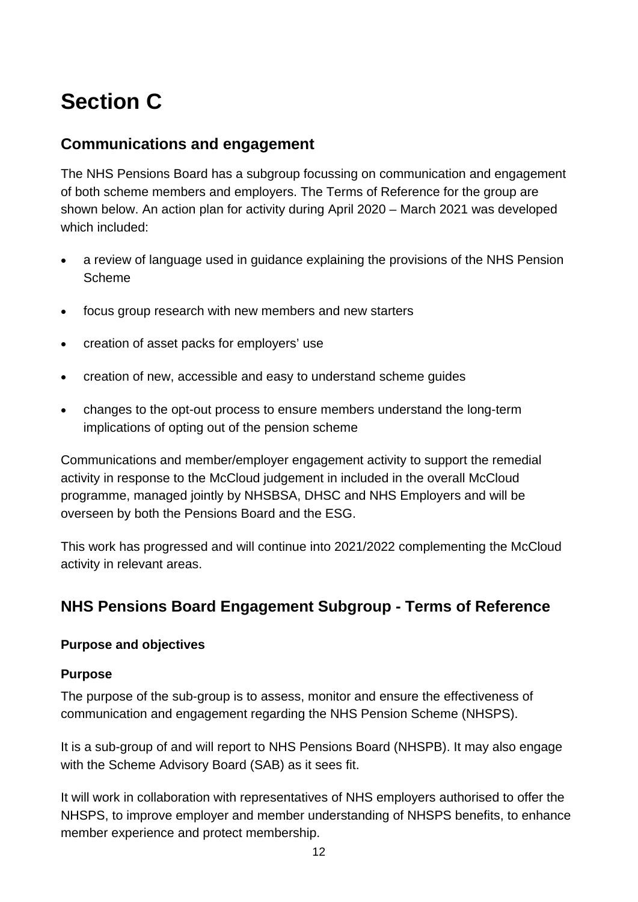# Section C

## Communications and engagement

The NHS Pensions Board has a subgroup focussing on communication and engagement of both scheme members and employers. The Terms of Reference for the group are shown below. An action plan for activity during April 2020 – March 2021 was developed which included:

- a review of language used in guidance explaining the provisions of the NHS Pension Scheme
- focus group research with new members and new starters
- creation of asset packs for employers' use
- creation of new, accessible and easy to understand scheme guides
- changes to the opt-out process to ensure members understand the long-term implications of opting out of the pension scheme

Communications and member/employer engagement activity to support the remedial activity in response to the McCloud judgement in included in the overall McCloud programme, managed jointly by NHSBSA, DHSC and NHS Employers and will be overseen by both the Pensions Board and the ESG.

This work has progressed and will continue into 2021/2022 complementing the McCloud activity in relevant areas.

## NHS Pensions Board Engagement Subgroup - Terms of Reference

**Purpose and objectives**

**Purpose**

The purpose of the sub-group is to assess, monitor and ensure the effectiveness of communication and engagement regarding the NHS Pension Scheme (NHSPS).

It is a sub-group of and will report to NHS Pensions Board (NHSPB). It may also engage with the Scheme Advisory Board (SAB) as it sees fit.

It will work in collaboration with representatives of NHS employers authorised to offer the NHSPS, to improve employer and member understanding of NHSPS benefits, to enhance member experience and protect membership.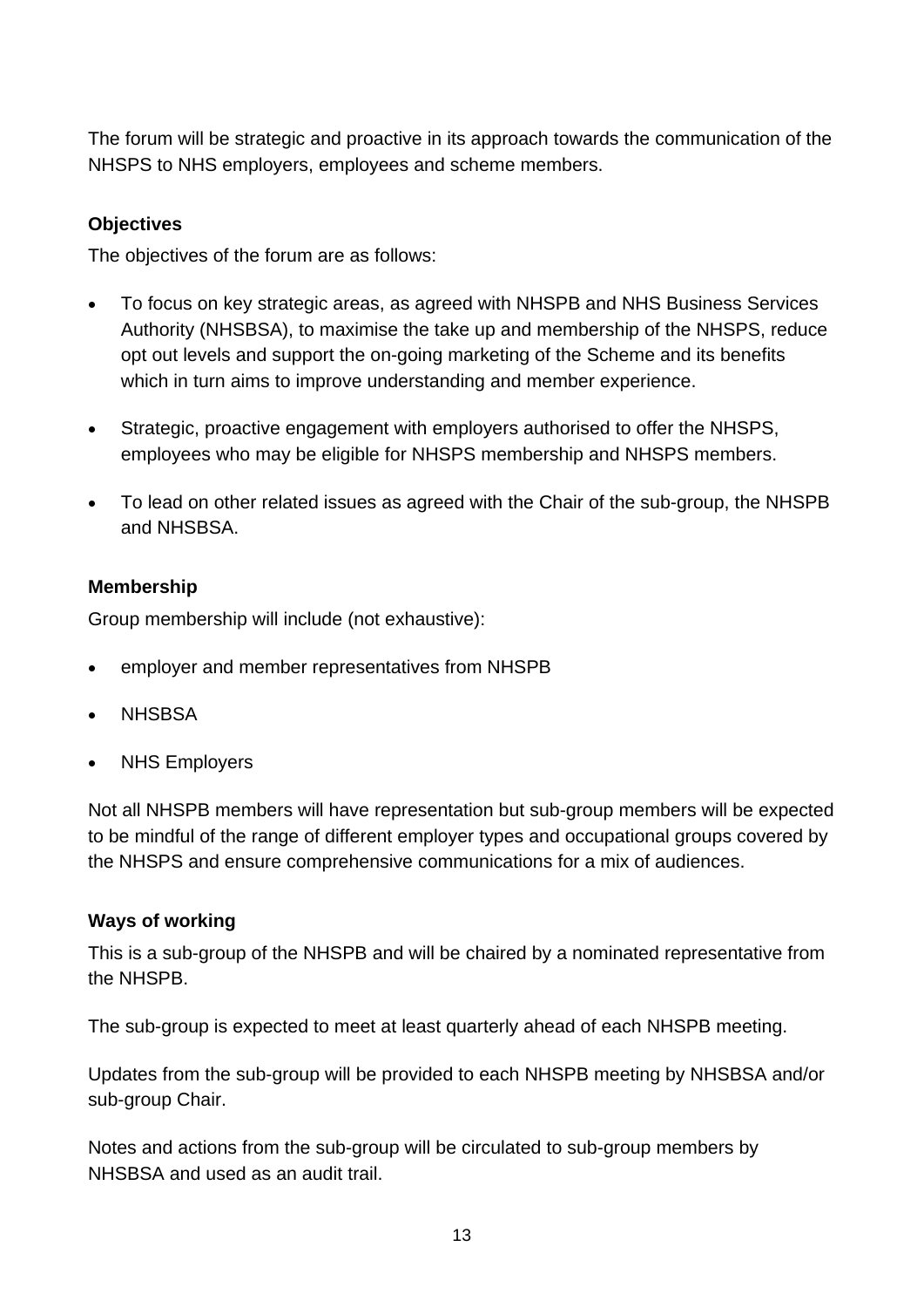The forum will be strategic and proactive in its approach towards the communication of the NHSPS to NHS employers, employees and scheme members.

**Objectives**

The objectives of the forum are as follows:

- To focus on key strategic areas, as agreed with NHSPB and NHS Business Services Authority (NHSBSA), to maximise the take up and membership of the NHSPS, reduce opt out levels and support the on-going marketing of the Scheme and its benefits which in turn aims to improve understanding and member experience.
- Strategic, proactive engagement with employers authorised to offer the NHSPS, employees who may be eligible for NHSPS membership and NHSPS members.
- To lead on other related issues as agreed with the Chair of the sub-group, the NHSPB and NHSBSA.

**Membership**

Group membership will include (not exhaustive):

- employer and member representatives from NHSPB
- NHSBSA
- NHS Employers

Not all NHSPB members will have representation but sub-group members will be expected to be mindful of the range of different employer types and occupational groups covered by the NHSPS and ensure comprehensive communications for a mix of audiences.

**Ways of working**

This is a sub-group of the NHSPB and will be chaired by a nominated representative from the NHSPB.

The sub-group is expected to meet at least quarterly ahead of each NHSPB meeting.

Updates from the sub-group will be provided to each NHSPB meeting by NHSBSA and/or sub-group Chair.

Notes and actions from the sub-group will be circulated to sub-group members by NHSBSA and used as an audit trail.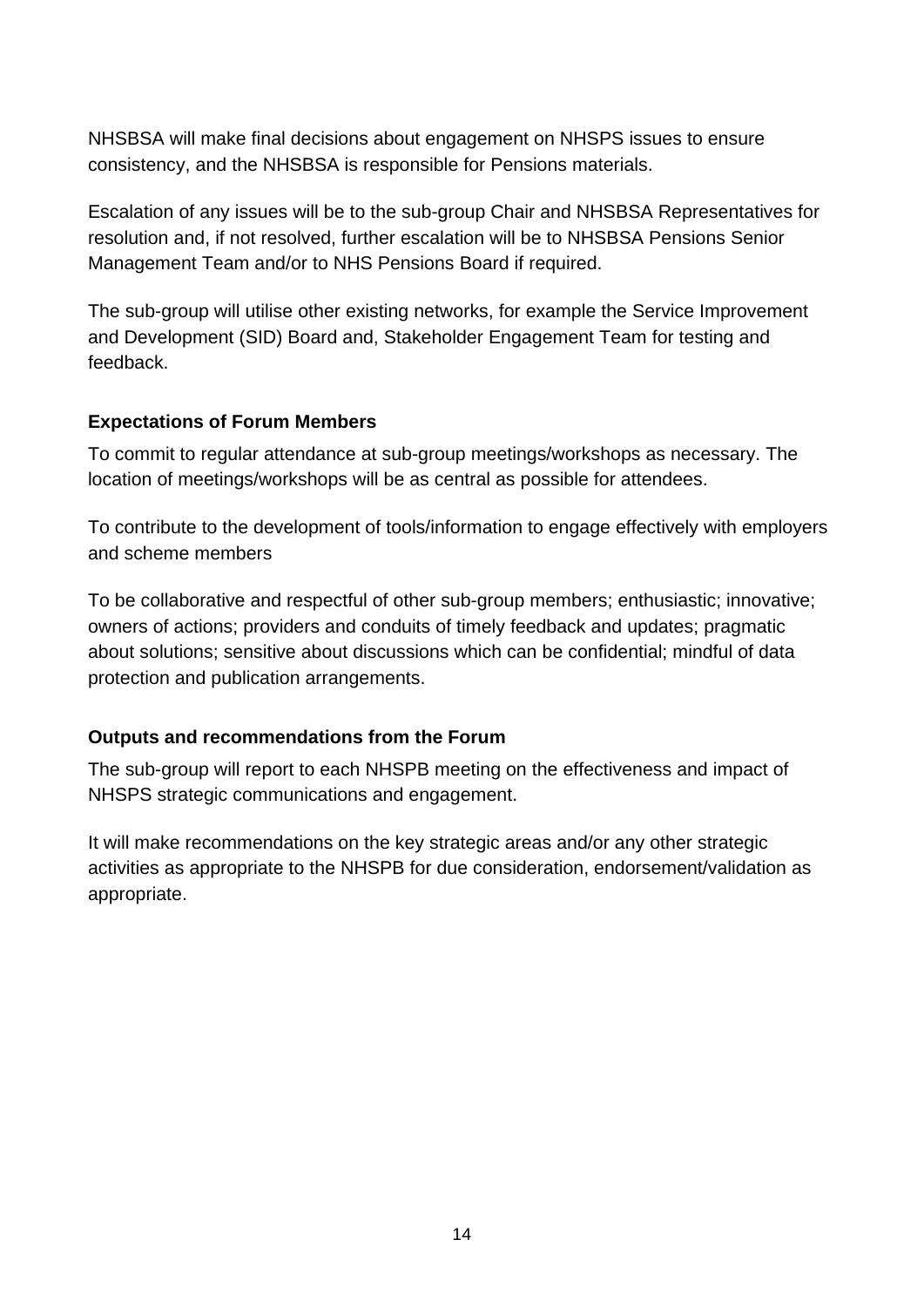NHSBSA will make final decisions about engagement on NHSPS issues to ensure consistency, and the NHSBSA is responsible for Pensions materials.

Escalation of any issues will be to the sub-group Chair and NHSBSA Representatives for resolution and, if not resolved, further escalation will be to NHSBSA Pensions Senior Management Team and/or to NHS Pensions Board if required.

The sub-group will utilise other existing networks, for example the Service Improvement and Development (SID) Board and, Stakeholder Engagement Team for testing and feedback.

**Expectations of Forum Members**

To commit to regular attendance at sub-group meetings/workshops as necessary. The location of meetings/workshops will be as central as possible for attendees.

To contribute to the development of tools/information to engage effectively with employers and scheme members

To be collaborative and respectful of other sub-group members; enthusiastic; innovative; owners of actions; providers and conduits of timely feedback and updates; pragmatic about solutions; sensitive about discussions which can be confidential; mindful of data protection and publication arrangements.

**Outputs and recommendations from the Forum**

The sub-group will report to each NHSPB meeting on the effectiveness and impact of NHSPS strategic communications and engagement.

It will make recommendations on the key strategic areas and/or any other strategic activities as appropriate to the NHSPB for due consideration, endorsement/validation as appropriate.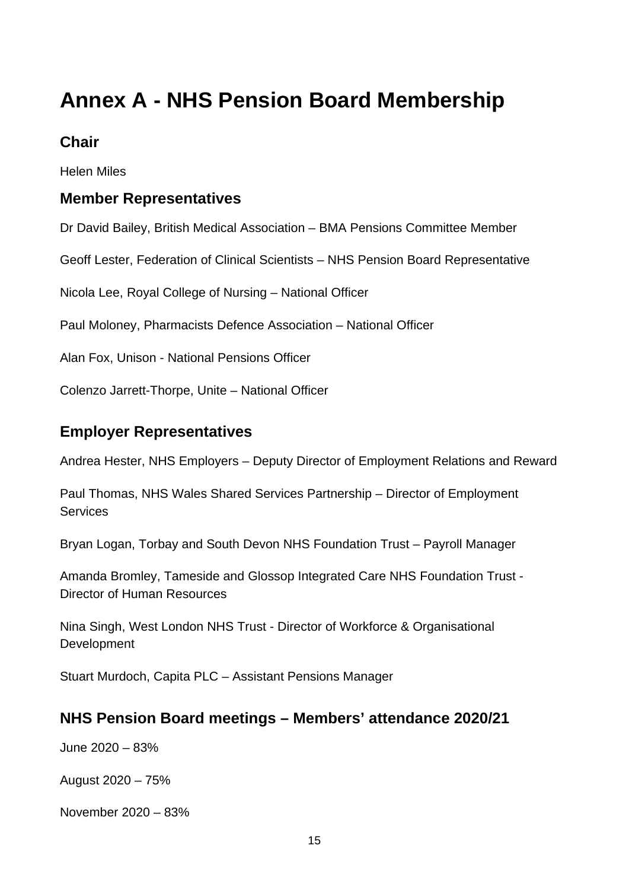# Annex A - NHS Pension Board Membership

## Chair

Helen Miles

## Member Representatives

Dr David Bailey, British Medical Association – BMA Pensions Committee Member

Geoff Lester, Federation of Clinical Scientists – NHS Pension Board Representative

Nicola Lee, Royal College of Nursing – National Officer

Paul Moloney, Pharmacists Defence Association – National Officer

Alan Fox, Unison - National Pensions Officer

Colenzo Jarrett-Thorpe, Unite – National Officer

## Employer Representatives

Andrea Hester, NHS Employers – Deputy Director of Employment Relations and Reward

Paul Thomas, NHS Wales Shared Services Partnership – Director of Employment Services

Bryan Logan, Torbay and South Devon NHS Foundation Trust – Payroll Manager

Amanda Bromley, Tameside and Glossop Integrated Care NHS Foundation Trust - Director of Human Resources

Nina Singh, West London NHS Trust - Director of Workforce & Organisational Development

Stuart Murdoch, Capita PLC – Assistant Pensions Manager

## NHS Pension Board meetings – Members' attendance 2020/21

June 2020 – 83%

August 2020 – 75%

November 2020 – 83%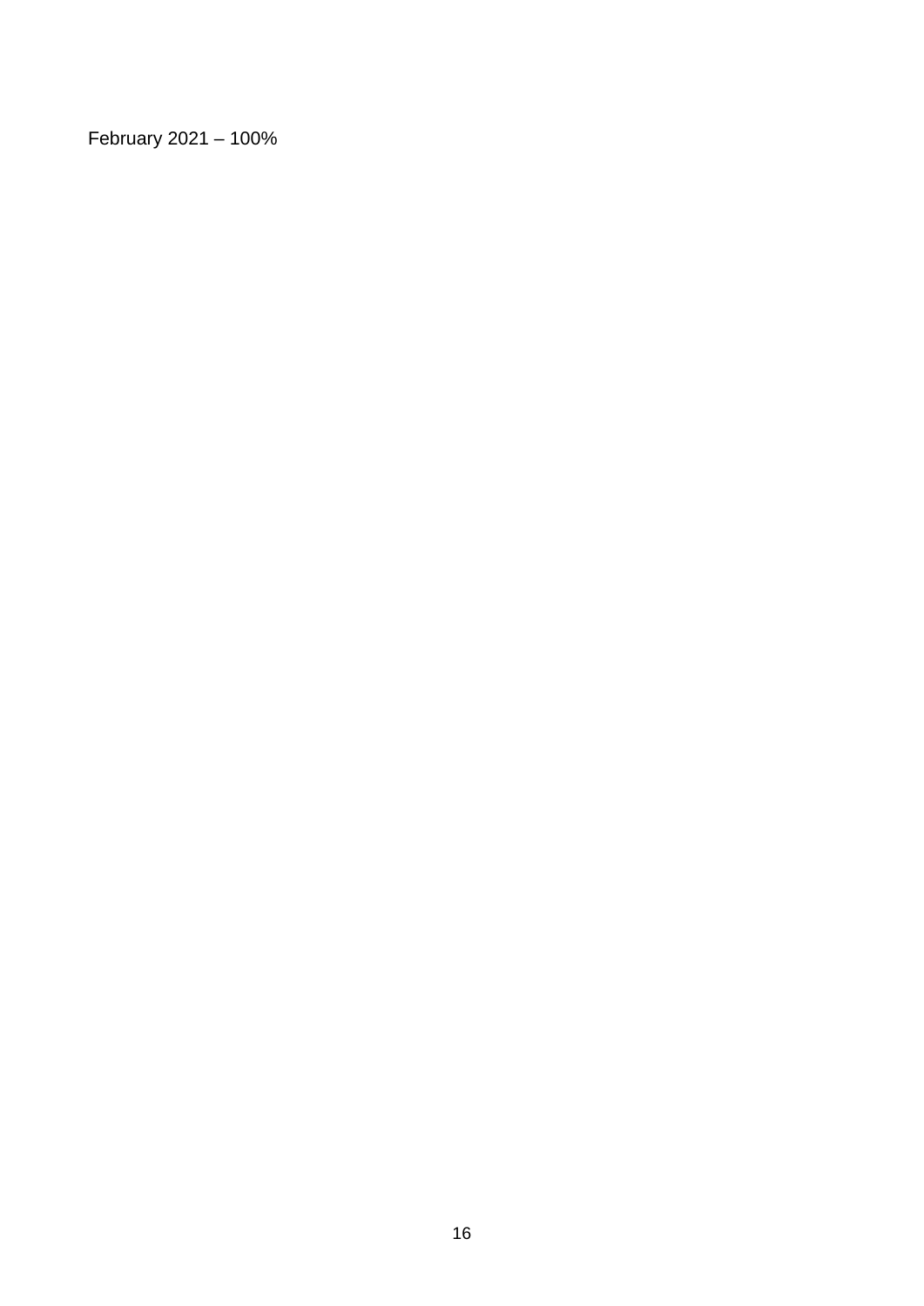February 2021 – 100%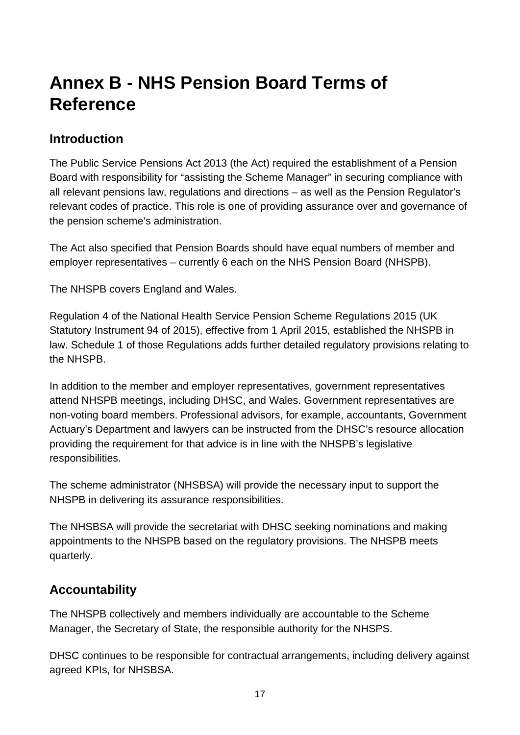# Annex B - NHS Pension Board Terms of Reference

## Introduction

The Public Service Pensions Act 2013 (the Act) required the establishment of a Pension Board with responsibility for "assisting the Scheme Manager" in securing compliance with all relevant pensions law, regulations and directions – as well as the Pension Regulator's relevant codes of practice. This role is one of providing assurance over and governance of the pension scheme's administration.

The Act also specified that Pension Boards should have equal numbers of member and employer representatives – currently 6 each on the NHS Pension Board (NHSPB).

The NHSPB covers England and Wales.

Regulation 4 of the National Health Service Pension Scheme Regulations 2015 (UK Statutory Instrument 94 of 2015), effective from 1 April 2015, established the NHSPB in law. Schedule 1 of those Regulations adds further detailed regulatory provisions relating to the NHSPB.

In addition to the member and employer representatives, government representatives attend NHSPB meetings, including DHSC, and Wales. Government representatives are non-voting board members. Professional advisors, for example, accountants, Government Actuary's Department and lawyers can be instructed from the DHSC's resource allocation providing the requirement for that advice is in line with the NHSPB's legislative responsibilities.

The scheme administrator (NHSBSA) will provide the necessary input to support the NHSPB in delivering its assurance responsibilities.

The NHSBSA will provide the secretariat with DHSC seeking nominations and making appointments to the NHSPB based on the regulatory provisions. The NHSPB meets quarterly.

## Accountability

The NHSPB collectively and members individually are accountable to the Scheme Manager, the Secretary of State, the responsible authority for the NHSPS.

DHSC continues to be responsible for contractual arrangements, including delivery against agreed KPIs, for NHSBSA.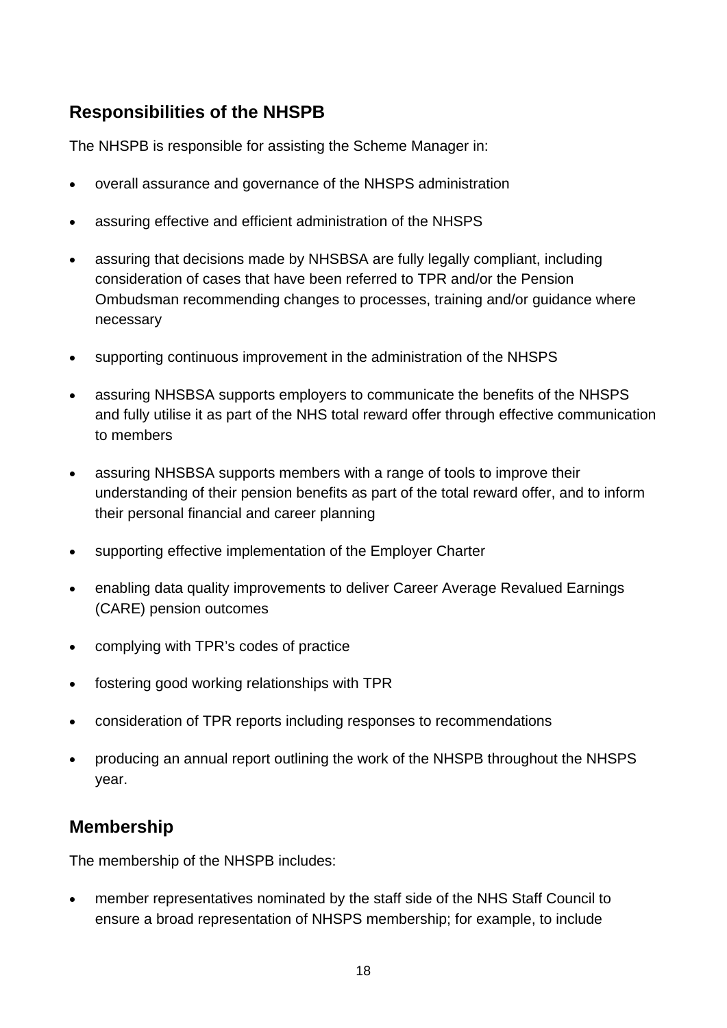## Responsibilities of the NHSPB

The NHSPB is responsible for assisting the Scheme Manager in:

- overall assurance and governance of the NHSPS administration
- assuring effective and efficient administration of the NHSPS
- assuring that decisions made by NHSBSA are fully legally compliant, including consideration of cases that have been referred to TPR and/or the Pension Ombudsman recommending changes to processes, training and/or guidance where necessary
- supporting continuous improvement in the administration of the NHSPS
- assuring NHSBSA supports employers to communicate the benefits of the NHSPS and fully utilise it as part of the NHS total reward offer through effective communication to members
- assuring NHSBSA supports members with a range of tools to improve their understanding of their pension benefits as part of the total reward offer, and to inform their personal financial and career planning
- supporting effective implementation of the Employer Charter
- enabling data quality improvements to deliver Career Average Revalued Earnings (CARE) pension outcomes
- complying with TPR's codes of practice
- fostering good working relationships with TPR
- consideration of TPR reports including responses to recommendations
- producing an annual report outlining the work of the NHSPB throughout the NHSPS year.

## Membership

The membership of the NHSPB includes:

- member representatives nominated by the staff side of the NHS Staff Council to ensure a broad representation of NHSPS membership; for example, to include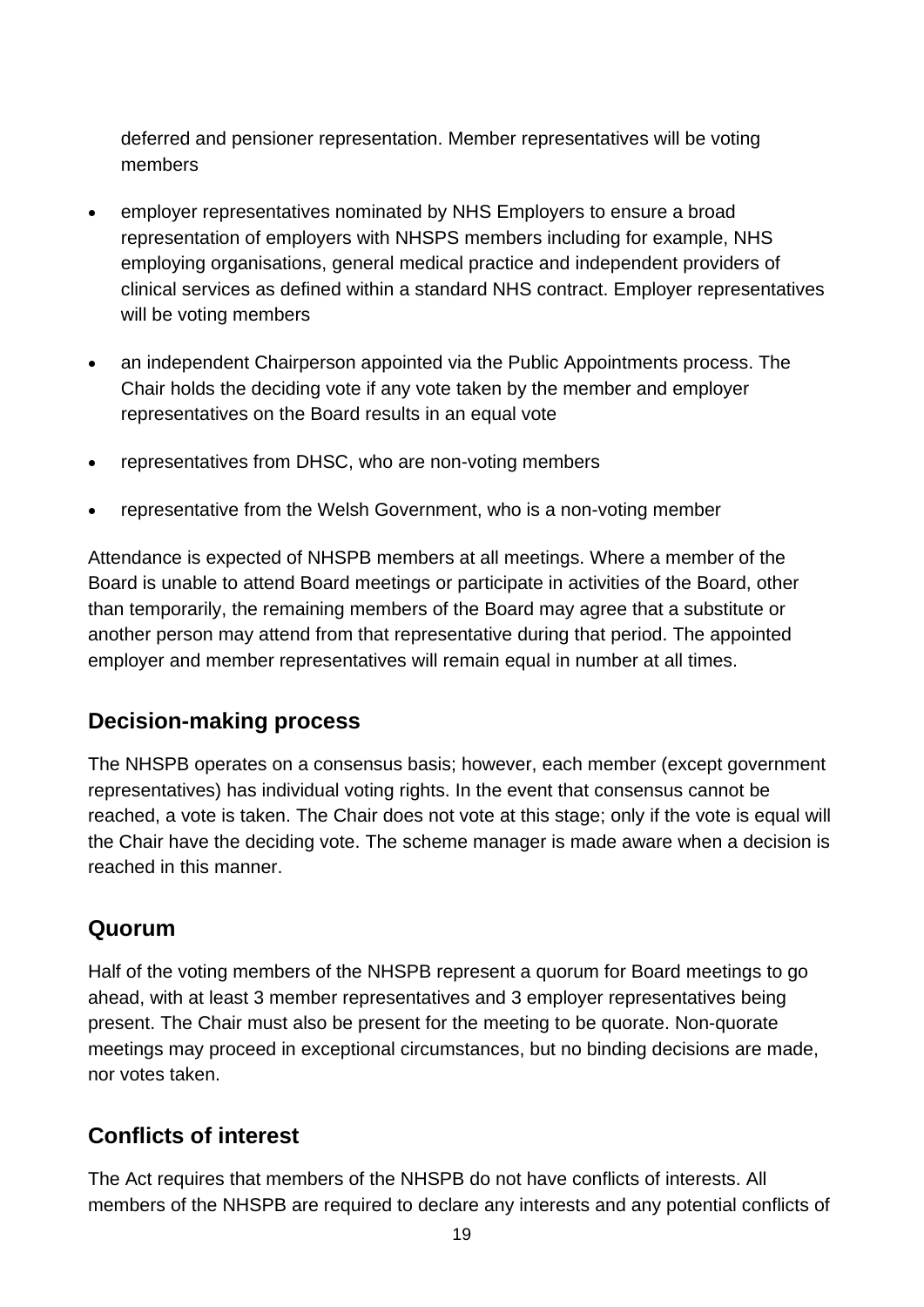deferred and pensioner representation. Member representatives will be voting members

- employer representatives nominated by NHS Employers to ensure a broad representation of employers with NHSPS members including for example, NHS employing organisations, general medical practice and independent providers of clinical services as defined within a standard NHS contract. Employer representatives will be voting members
- an independent Chairperson appointed via the Public Appointments process. The Chair holds the deciding vote if any vote taken by the member and employer representatives on the Board results in an equal vote
- representatives from DHSC, who are non-voting members
- representative from the Welsh Government, who is a non-voting member

Attendance is expected of NHSPB members at all meetings. Where a member of the Board is unable to attend Board meetings or participate in activities of the Board, other than temporarily, the remaining members of the Board may agree that a substitute or another person may attend from that representative during that period. The appointed employer and member representatives will remain equal in number at all times.

## Decision-making process

The NHSPB operates on a consensus basis; however, each member (except government representatives) has individual voting rights. In the event that consensus cannot be reached, a vote is taken. The Chair does not vote at this stage; only if the vote is equal will the Chair have the deciding vote. The scheme manager is made aware when a decision is reached in this manner.

## Quorum

Half of the voting members of the NHSPB represent a quorum for Board meetings to go ahead, with at least 3 member representatives and 3 employer representatives being present. The Chair must also be present for the meeting to be quorate. Non-quorate meetings may proceed in exceptional circumstances, but no binding decisions are made, nor votes taken.

## Conflicts of interest

The Act requires that members of the NHSPB do not have conflicts of interests. All members of the NHSPB are required to declare any interests and any potential conflicts of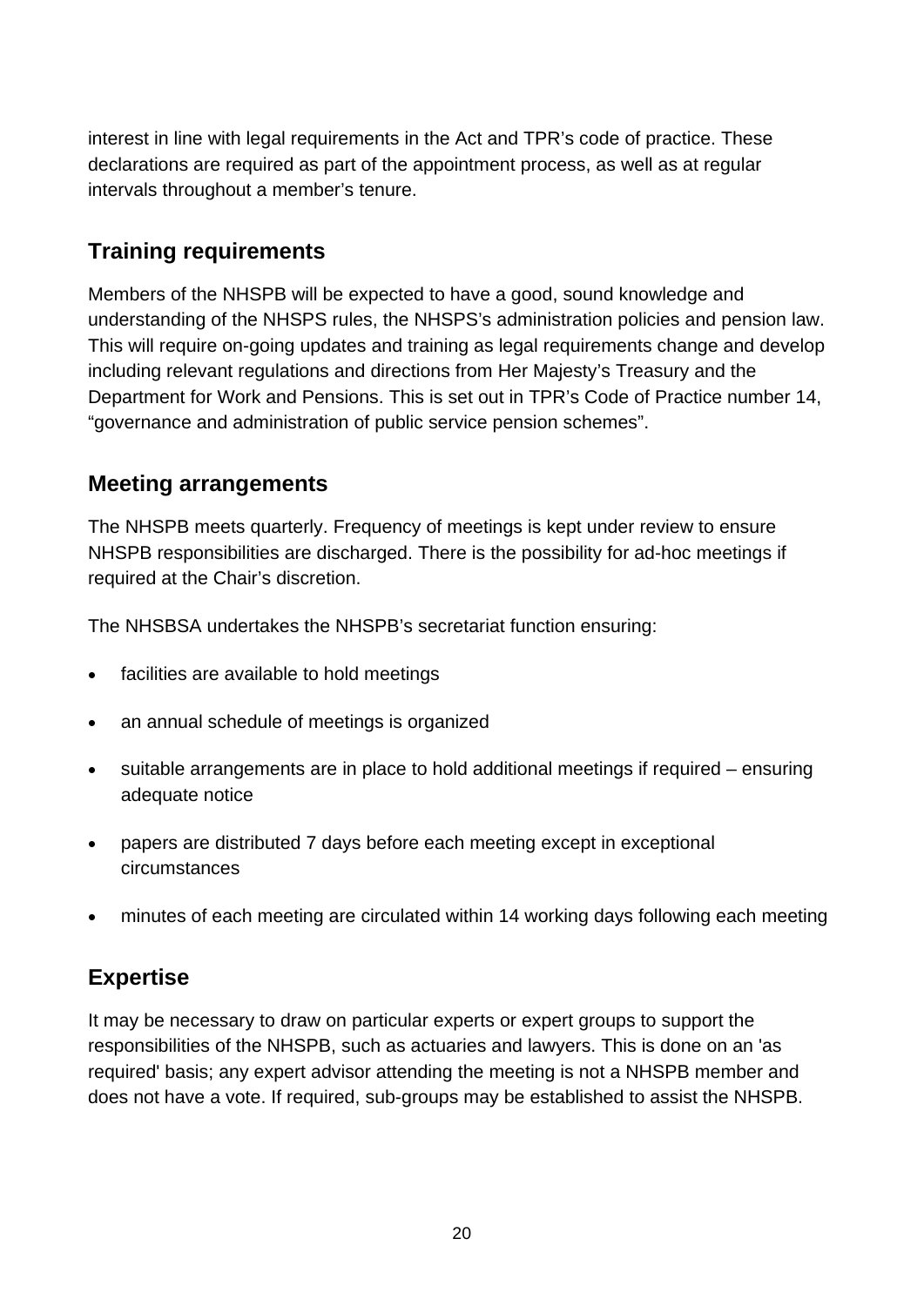interest in line with legal requirements in the Act and TPR's code of practice. These declarations are required as part of the appointment process, as well as at regular intervals throughout a member's tenure.

## Training requirements

Members of the NHSPB will be expected to have a good, sound knowledge and understanding of the NHSPS rules, the NHSPS's administration policies and pension law. This will require on-going updates and training as legal requirements change and develop including relevant regulations and directions from Her Majesty's Treasury and the Department for Work and Pensions. This is set out in TPR's Code of Practice number 14, "governance and administration of public service pension schemes".

## Meeting arrangements

The NHSPB meets quarterly. Frequency of meetings is kept under review to ensure NHSPB responsibilities are discharged. There is the possibility for ad-hoc meetings if required at the Chair's discretion.

The NHSBSA undertakes the NHSPB's secretariat function ensuring:

- facilities are available to hold meetings
- an annual schedule of meetings is organized
- suitable arrangements are in place to hold additional meetings if required – ensuring adequate notice
- papers are distributed 7 days before each meeting except in exceptional circumstances
- minutes of each meeting are circulated within 14 working days following each meeting

## Expertise

It may be necessary to draw on particular experts or expert groups to support the responsibilities of the NHSPB, such as actuaries and lawyers. This is done on an 'as required' basis; any expert advisor attending the meeting is not a NHSPB member and does not have a vote. If required, sub-groups may be established to assist the NHSPB.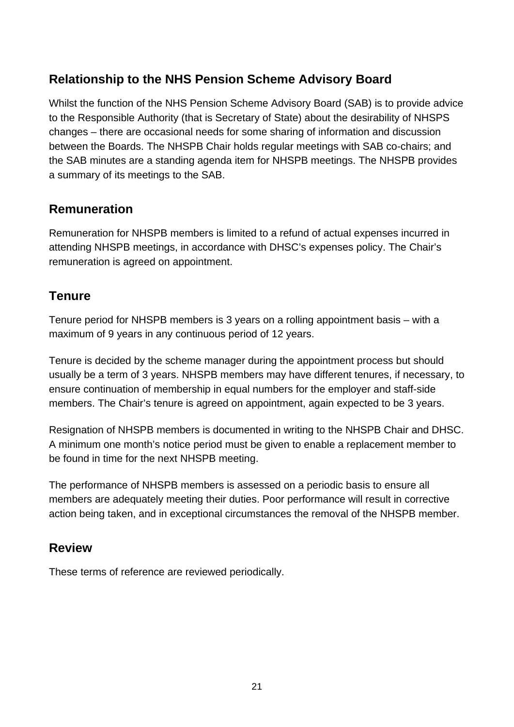## Relationship to the NHS Pension Scheme Advisory Board

Whilst the function of the NHS Pension Scheme Advisory Board (SAB) is to provide advice to the Responsible Authority (that is Secretary of State) about the desirability of NHSPS changes – there are occasional needs for some sharing of information and discussion between the Boards. The NHSPB Chair holds regular meetings with SAB co-chairs; and the SAB minutes are a standing agenda item for NHSPB meetings. The NHSPB provides a summary of its meetings to the SAB.

## Remuneration

Remuneration for NHSPB members is limited to a refund of actual expenses incurred in attending NHSPB meetings, in accordance with DHSC's expenses policy. The Chair's remuneration is agreed on appointment.

## Tenure

Tenure period for NHSPB members is 3 years on a rolling appointment basis – with a maximum of 9 years in any continuous period of 12 years.

Tenure is decided by the scheme manager during the appointment process but should usually be a term of 3 years. NHSPB members may have different tenures, if necessary, to ensure continuation of membership in equal numbers for the employer and staff-side members. The Chair's tenure is agreed on appointment, again expected to be 3 years.

Resignation of NHSPB members is documented in writing to the NHSPB Chair and DHSC. A minimum one month's notice period must be given to enable a replacement member to be found in time for the next NHSPB meeting.

The performance of NHSPB members is assessed on a periodic basis to ensure all members are adequately meeting their duties. Poor performance will result in corrective action being taken, and in exceptional circumstances the removal of the NHSPB member.

## Review

These terms of reference are reviewed periodically.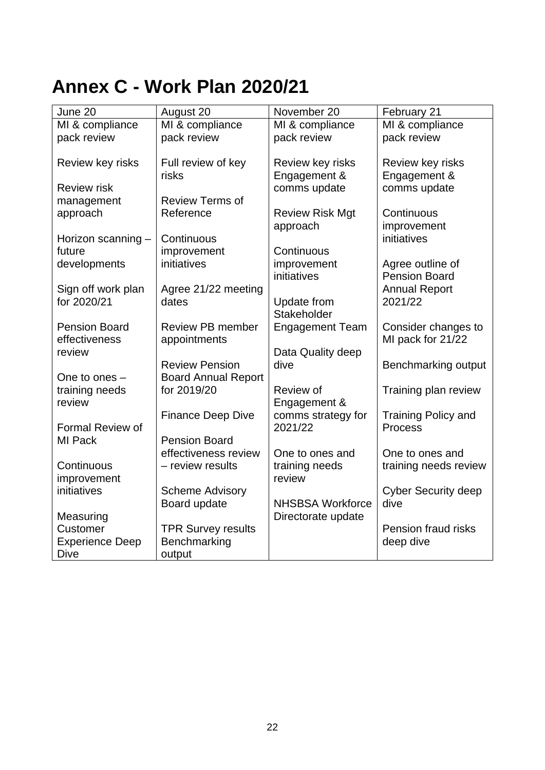# Annex C - Work Plan 2020/21

| June 20 | August 20 | November 20 | February 21 |
|---|---|---|---|
| MI & compliance pack review<br><br>Review key risks<br><br>Review risk management approach<br><br>Horizon scanning – future developments<br><br>Sign off work plan for 2020/21<br><br>Pension Board effectiveness review<br><br>One to ones – training needs review<br><br>Formal Review of MI Pack<br><br>Continuous improvement initiatives<br><br>Measuring Customer Experience Deep Dive | MI & compliance pack review<br><br>Full review of key risks<br><br>Review Terms of Reference<br><br>Continuous improvement initiatives<br><br>Agree 21/22 meeting dates<br><br>Review PB member appointments<br><br>Review Pension Board Annual Report for 2019/20<br><br>Finance Deep Dive<br><br>Pension Board effectiveness review – review results<br><br>Scheme Advisory Board update<br><br>TPR Survey results Benchmarking output | MI & compliance pack review<br><br>Review key risks Engagement & comms update<br><br>Review Risk Mgt approach<br><br>Continuous improvement initiatives<br><br>Update from Stakeholder Engagement Team<br><br>Data Quality deep dive<br><br>Review of Engagement & comms strategy for 2021/22<br><br>One to ones and training needs review<br><br>NHSBSA Workforce Directorate update | MI & compliance pack review<br><br>Review key risks Engagement & comms update<br><br>Continuous improvement initiatives<br><br>Agree outline of Pension Board Annual Report 2021/22<br><br>Consider changes to MI pack for 21/22<br><br>Benchmarking output<br><br>Training plan review<br><br>Training Policy and Process<br><br>One to ones and training needs review<br><br>Cyber Security deep dive<br><br>Pension fraud risks deep dive |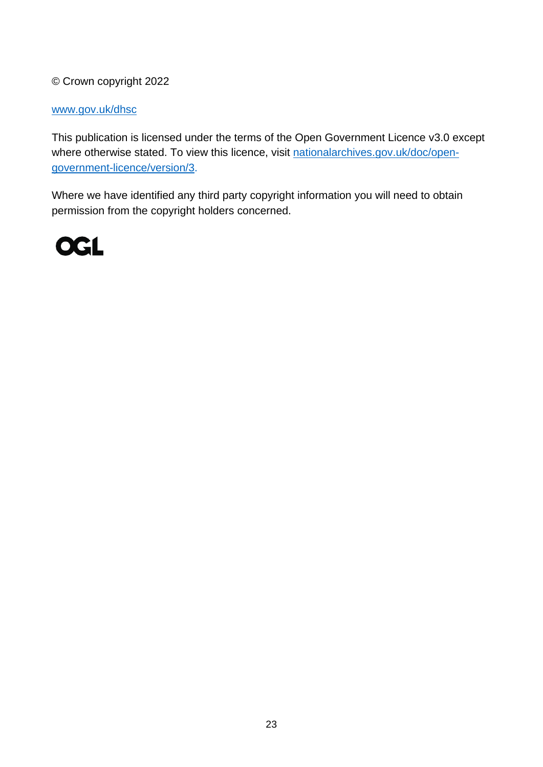© Crown copyright 2022

[www.gov.uk/dhsc](http://www.gov.uk/dhsc)

This publication is licensed under the terms of the Open Government Licence v3.0 except where otherwise stated. To view this licence, visit [nationalarchives.gov.uk/doc/open-government-licence/version/3](http://nationalarchives.gov.uk/doc/open-government-licence/version/3).

Where we have identified any third party copyright information you will need to obtain permission from the copyright holders concerned.

OGL